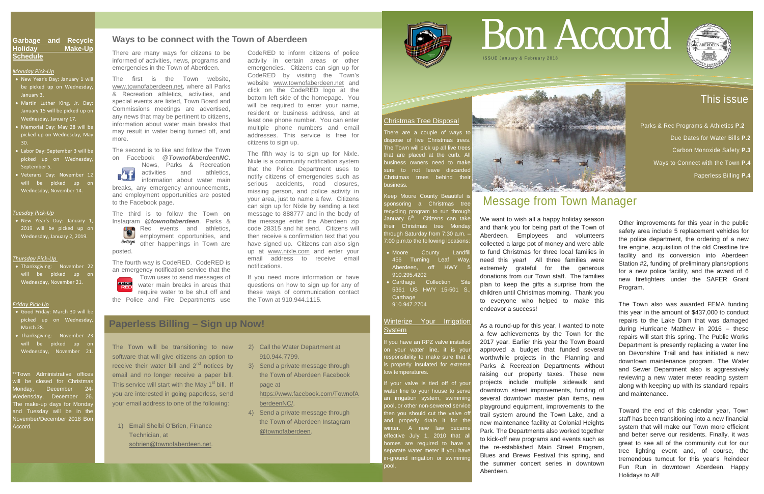## Garbage and Recycle Holiday Make-Up Schedule

*Monday Pick-Up*

- New Year's Day: January 1 will be picked up on Wednesday, January 3.
- Martin Luther King, Jr. Day: January 15 will be picked up on Wednesday, January 17.
- Memorial Day: May 28 will be picked up on Wednesday, May 30.
- Labor Day: September 3 will be picked up on Wednesday, September 5.
- Veterans Day: November 12 will be picked up on Wednesday, November 14.

*Tuesday Pick-Up*

- New Year's Day: January 1, 2019 will be picked up on Wednesday, January 2, 2019.

*Thursday Pick-Up*

- Thanksgiving: November 22 will be picked up on Wednesday, November 21.

*Friday Pick-Up*

- Good Friday: March 30 will be picked up on Wednesday, March 28.
- Thanksgiving: November 23 will be picked up on Wednesday, November 21.

**Town Administrative offices will be closed for Christmas Monday, December 24-Wedensday, December 26. The make-up days for Monday and Tuesday will be in the November/December 2018 Bon Accord.

## Ways to be connect with the Town of Aberdeen

There are many ways for citizens to be informed of activities, news, programs and emergencies in the Town of Aberdeen.

The first is the Town website, www.townofaberdeen.net, where all Parks & Recreation athletics, activities, and special events are listed, Town Board and Commissions meetings are advertised, any news that may be pertinent to citizens, information about water main breaks that may result in water being turned off, and more.

The second is to like and follow the Town on Facebook *@TownofAberdeenNC*. News, Parks & Recreation activities and athletics, information about water main breaks, any emergency announcements, and employment opportunities are posted to the Facebook page.

The third is to follow the Town on Instagram *@townofaberdeen*. Parks & Rec events and athletics, employment opportunities, and other happenings in Town are posted.

The fourth way is CodeRED. CodeRED is an emergency notification service that the Town uses to send messages of water main breaks in areas that require water to be shut off and the Police and Fire Departments use CodeRED to inform citizens of police activity in certain areas or other emergencies. Citizens can sign up for CodeRED by visiting the Town's website www.townofaberdeen.net and click on the CodeRED logo at the bottom left side of the homepage. You will be required to enter your name, resident or business address, and at least one phone number. You can enter multiple phone numbers and email addresses. This service is free for citizens to sign up.

The fifth way is to sign up for Nixle. Nixle is a community notification system that the Police Department uses to notify citizens of emergencies such as serious accidents, road closures, missing person, and police activity in your area, just to name a few. Citizens can sign up for Nixle by sending a text message to 888777 and in the body of the message enter the Aberdeen zip code 28315 and hit send. Citizens will then receive a confirmation text that you have signed up. Citizens can also sign up at www.nixle.com and enter your email address to receive email notifications.

If you need more information or have questions on how to sign up for any of these ways of communication contact the Town at 910.944.1115.

## Paperless Billing – Sign up Now!

The Town will be transitioning to new software that will give citizens an option to receive their water bill and 2nd notices by email and no longer receive a paper bill. This service will start with the May 1st bill. If you are interested in going paperless, send your email address to one of the following:

1) Email Shelbi O'Brien, Finance Technician, at sobrien@townofaberdeen.net.
2) Call the Water Department at 910.944.7799.
3) Send a private message through the Town of Aberdeen Facebook page at https://www.facebook.com/TownofAberdeenNC/.
4) Send a private message through the Town of Aberdeen Instagram @townofaberdeen.

# Bon Accord

ISSUE January & February 2018

## This issue

Parks & Rec Programs & Athletics **P.2**

Due Dates for Water Bills **P.2**

Carbon Monoxide Safety **P.3**

Ways to Connect with the Town **P.4**

Paperless Billing **P.4**

### Christmas Tree Disposal

There are a couple of ways to dispose of live Christmas trees. The Town will pick up all live trees that are placed at the curb. All business owners need to make sure to not leave discarded Christmas trees behind their business.

Keep Moore County Beautiful is sponsoring a Christmas tree recycling program to run through January 6th. Citizens can take their Christmas tree Monday through Saturday from 7:30 a.m. – 7:00 p.m.to the following locations:

- Moore County Landfill 456 Turning Leaf Way, Aberdeen, off HWY 5 910.295.4202
- Carthage Collection Site 5361 US HWY 15-501 S., Carthage 910.947.2704

### Winterize Your Irrigation System

If you have an RPZ valve installed on your water line, it is your responsibility to make sure that it is properly insulated for extreme low temperatures.

If your valve is tied off of your water line to your house to serve an irrigation system, swimming pool, or other non-sewered service then you should cut the valve off and properly drain it for the winter. A new law became effective July 1, 2010 that all homes are required to have a separate water meter if you have in-ground irrigation or swimming pool.

## Message from Town Manager

We want to wish all a happy holiday season and thank you for being part of the Town of Aberdeen. Employees and volunteers collected a large pot of money and were able to fund Christmas for three local families in need this year! All three families were extremely grateful for the generous donations from our Town staff. The families plan to keep the gifts a surprise from the children until Christmas morning. Thank you to everyone who helped to make this endeavor a success!

As a round-up for this year, I wanted to note a few achievements by the Town for the 2017 year. Earlier this year the Town Board approved a budget that funded several worthwhile projects in the Planning and Parks & Recreation Departments without raising our property taxes. These new projects include multiple sidewalk and downtown street improvements, funding of several downtown master plan items, new playground equipment, improvements to the trail system around the Town Lake, and a new maintenance facility at Colonial Heights Park. The Departments also worked together to kick-off new programs and events such as the re-established Main Street Program, Blues and Brews Festival this spring, and the summer concert series in downtown Aberdeen.

Other improvements for this year in the public safety area include 5 replacement vehicles for the police department, the ordering of a new fire engine, acquisition of the old Crestline fire facility and its conversion into Aberdeen Station #2, funding of preliminary plans/options for a new police facility, and the award of 6 new firefighters under the SAFER Grant Program.

The Town also was awarded FEMA funding this year in the amount of $437,000 to conduct repairs to the Lake Dam that was damaged during Hurricane Matthew in 2016 – these repairs will start this spring. The Public Works Department is presently replacing a water line on Devonshire Trail and has initiated a new downtown maintenance program. The Water and Sewer Department also is aggressively reviewing a new water meter reading system along with keeping up with its standard repairs and maintenance.

Toward the end of this calendar year, Town staff has been transitioning into a new financial system that will make our Town more efficient and better serve our residents. Finally, it was great to see all of the community out for our tree lighting event and, of course, the tremendous turnout for this year's Reindeer Fun Run in downtown Aberdeen. Happy Holidays to All!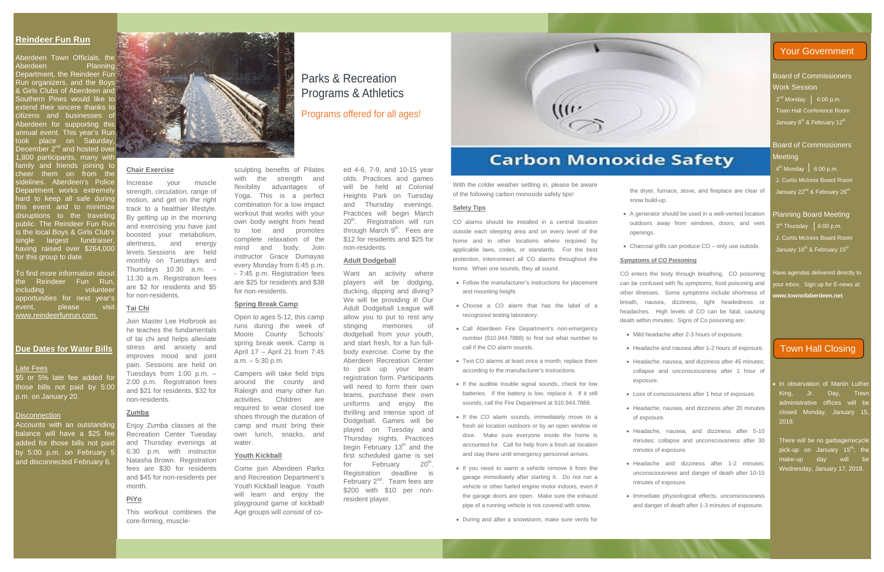## Reindeer Fun Run

Aberdeen Town Officials, the Aberdeen Planning Department, the Reindeer Fun Run organizers, and the Boys & Girls Clubs of Aberdeen and Southern Pines would like to extend their sincere thanks to citizens and businesses of Aberdeen for supporting this annual event. This year's Run took place on Saturday, December 2nd and hosted over 1,800 participants, many with family and friends joining to cheer them on from the sidelines. Aberdeen's Police Department works extremely hard to keep all safe during this event and to minimize disruptions to the traveling public. The Reindeer Fun Run is the local Boys & Girls Club's single largest fundraiser, having raised over $264,000 for this group to date.

To find more information about the Reindeer Fun Run, including volunteer opportunities for next year's event, please visit www.reindeerfunrun.com.

## Due Dates for Water Bills

### Late Fees

$5 or 5% late fee added for those bills not paid by 5:00 p.m. on January 20.

### Disconnection

Accounts with an outstanding balance will have a $25 fee added for those bills not paid by 5:00 p.m. on February 5 and disconnected February 6.

# Parks & Recreation Programs & Athletics

Programs offered for all ages!

### Chair Exercise

Increase your muscle strength, circulation, range of motion, and get on the right track to a healthier lifestyle. By getting up in the morning and exercising you have just boosted your metabolism, alertness, and energy levels. Sessions are held monthly on Tuesdays and Thursdays 10:30 a.m. – 11:30 a.m. Registration fees are $2 for residents and $5 for non-residents.

### Tai Chi

Join Master Lee Holbrook as he teaches the fundamentals of tai chi and helps alleviate stress and anxiety and improves mood and joint pain. Sessions are held on Tuesdays from 1:00 p.m. – 2:00 p.m. Registration fees and $21 for residents, $32 for non-residents.

### Zumba

Enjoy Zumba classes at the Recreation Center Tuesday and Thursday evenings at 6:30 p.m. with instructor Natasha Brown. Registration fees are $30 for residents and $45 for non-residents per month.

### PiYo

This workout combines the core-firming, muscle-sculpting benefits of Pilates with the strength and flexibility advantages of Yoga. This is a perfect combination for a low impact workout that works with your own body weight from head to toe and promotes complete relaxation of the mind and body. Join instructor Grace Dumayas every Monday from 6:45 p.m. - 7:45 p.m. Registration fees are $25 for residents and $38 for non-residents.

### Spring Break Camp

Open to ages 5-12, this camp runs during the week of Moore County Schools' spring break week. Camp is April 17 – April 21 from 7:45 a.m. – 5:30 p.m.

Campers will take field trips around the county and Raleigh and many other fun activities. Children are required to wear closed toe shoes through the duration of camp and must bring their own lunch, snacks, and water.

### Youth Kickball

Come join Aberdeen Parks and Recreation Department's Youth Kickball league. Youth will learn and enjoy the playground game of kickball! Age groups will consist of coed 4-6, 7-9, and 10-15 year olds. Practices and games will be held at Colonial Heights Park on Tuesday and Thursday evenings. Practices will begin March 20th. Registration will run through March 9th. Fees are $12 for residents and $25 for non-residents.

### Adult Dodgeball

Want an activity where players will be dodging, ducking, dipping and diving? We will be providing it! Our Adult Dodgeball League will allow you to put to rest any stinging memories of dodgeball from your youth, and start fresh, for a fun full-body exercise. Come by the Aberdeen Recreation Center to pick up your team registration form. Participants will need to form their own teams, purchase their own uniforms and enjoy the thrilling and intense sport of Dodgeball. Games will be played on Tuesday and Thursday nights. Practices begin February 13th and the first scheduled game is set for February 20th. Registration deadline is February 2nd. Team fees are $200 with $10 per non-resident player.

# Carbon Monoxide Safety

With the colder weather settling in, please be aware of the following carbon monoxide safety tips!

### Safety Tips

CO alarms should be installed in a central location outside each sleeping area and on every level of the home and in other locations where required by applicable laws, codes, or standards. For the best protection, interconnect all CO alarms throughout the home. When one sounds, they all sound.

- Follow the manufacturer's instructions for placement and mounting height.
- Choose a CO alarm that has the label of a recognized testing laboratory.
- Call Aberdeen Fire Department's non-emergency number (910.944.7888) to find out what number to call if the CO alarm sounds.
- Test CO alarms at least once a month; replace them according to the manufacturer's instructions.
- If the audible trouble signal sounds, check for low batteries. If the battery is low, replace it. If it still sounds, call the Fire Department at 910.944.7888.
- If the CO alarm sounds, immediately move to a fresh air location outdoors or by an open window or door. Make sure everyone inside the home is accounted for. Call for help from a fresh air location and stay there until emergency personnel arrives.
- If you need to warm a vehicle remove it from the garage immediately after starting it. Do not run a vehicle or other fueled engine motor indoors, even if the garage doors are open. Make sure the exhaust pipe of a running vehicle is not covered with snow.
- During and after a snowstorm, make sure vents for the dryer, furnace, stove, and fireplace are clear of snow build-up.
- A generator should be used in a well-vented location outdoors away from windows, doors, and vent openings.
- Charcoal grills can produce CO – only use outside.

### Symptoms of CO Poisoning

CO enters the body through breathing. CO poisoning can be confused with flu symptoms, food poisoning and other illnesses. Some symptoms include shortness of breath, nausea, dizziness, light headedness or headaches. High levels of CO can be fatal, causing death within minutes. Signs of Co poisoning are:

- Mild headache after 2-3 hours of exposure.
- Headache and nausea after 1-2 hours of exposure.
- Headache, nausea, and dizziness after 45 minutes; collapse and unconsciousness after 1 hour of exposure.
- Loss of consciousness after 1 hour of exposure.
- Headache, nausea, and dizziness after 20 minutes of exposure.
- Headache, nausea, and dizziness after 5-10 minutes; collapse and unconsciousness after 30 minutes of exposure.
- Headache and dizziness after 1-2 minutes; unconsciousness and danger of death after 10-15 minutes of exposure.
- Immediate physiological effects, unconsciousness and danger of death after 1-3 minutes of exposure.

## Your Government

**Board of Commissioners Work Session**
2nd Monday | 6:00 p.m.
Town Hall Conference Room
January 8th & February 12th

**Board of Commissioners Meeting**
4th Monday | 6:00 p.m.
J. Curtis McInnis Board Room
January 22nd & February 26th

**Planning Board Meeting**
3rd Thursday | 6:00 p.m.
J. Curtis McInnis Board Room
January 18th & February 15th

Have agendas delivered directly to your inbox. Sign up for E-news at: **www.townofaberdeen.net**.

## Town Hall Closing

- In observation of Martin Luther King, Jr. Day, Town administrative offices will be closed Monday, January 15, 2018.

There will be no garbage/recycle pick-up on January 15th; the make-up day will be Wednesday, January 17, 2018.